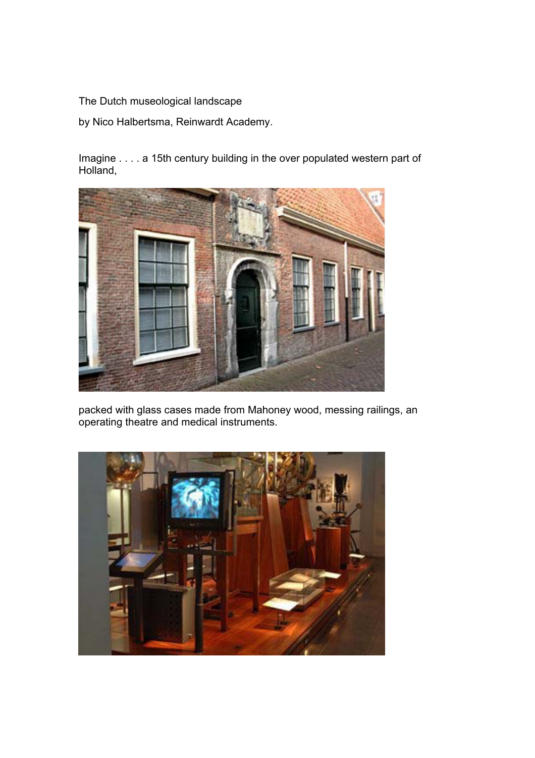The Dutch museological landscape

by Nico Halbertsma, Reinwardt Academy.

Imagine . . . . a 15th century building in the over populated western part of Holland,

packed with glass cases made from Mahoney wood, messing railings, an operating theatre and medical instruments.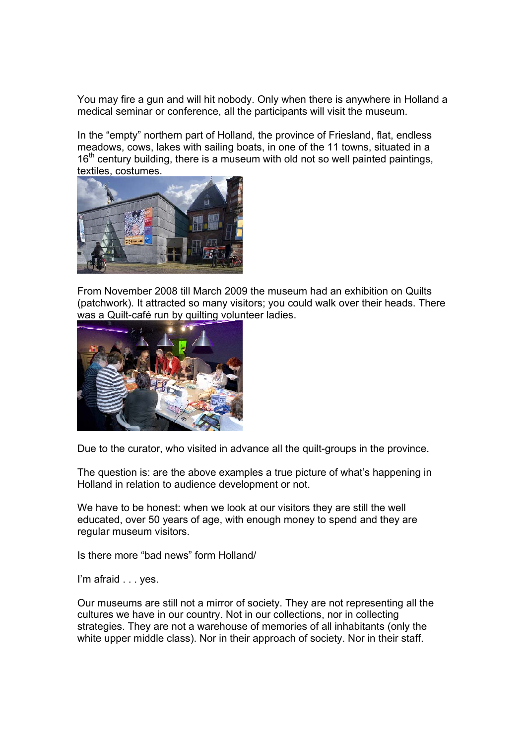You may fire a gun and will hit nobody. Only when there is anywhere in Holland a medical seminar or conference, all the participants will visit the museum.

In the "empty" northern part of Holland, the province of Friesland, flat, endless meadows, cows, lakes with sailing boats, in one of the 11 towns, situated in a 16th century building, there is a museum with old not so well painted paintings, textiles, costumes.

From November 2008 till March 2009 the museum had an exhibition on Quilts (patchwork). It attracted so many visitors; you could walk over their heads. There was a Quilt-café run by quilting volunteer ladies.

Due to the curator, who visited in advance all the quilt-groups in the province.

The question is: are the above examples a true picture of what's happening in Holland in relation to audience development or not.

We have to be honest: when we look at our visitors they are still the well educated, over 50 years of age, with enough money to spend and they are regular museum visitors.

Is there more "bad news" form Holland/

I'm afraid . . . yes.

Our museums are still not a mirror of society. They are not representing all the cultures we have in our country. Not in our collections, nor in collecting strategies. They are not a warehouse of memories of all inhabitants (only the white upper middle class). Nor in their approach of society. Nor in their staff.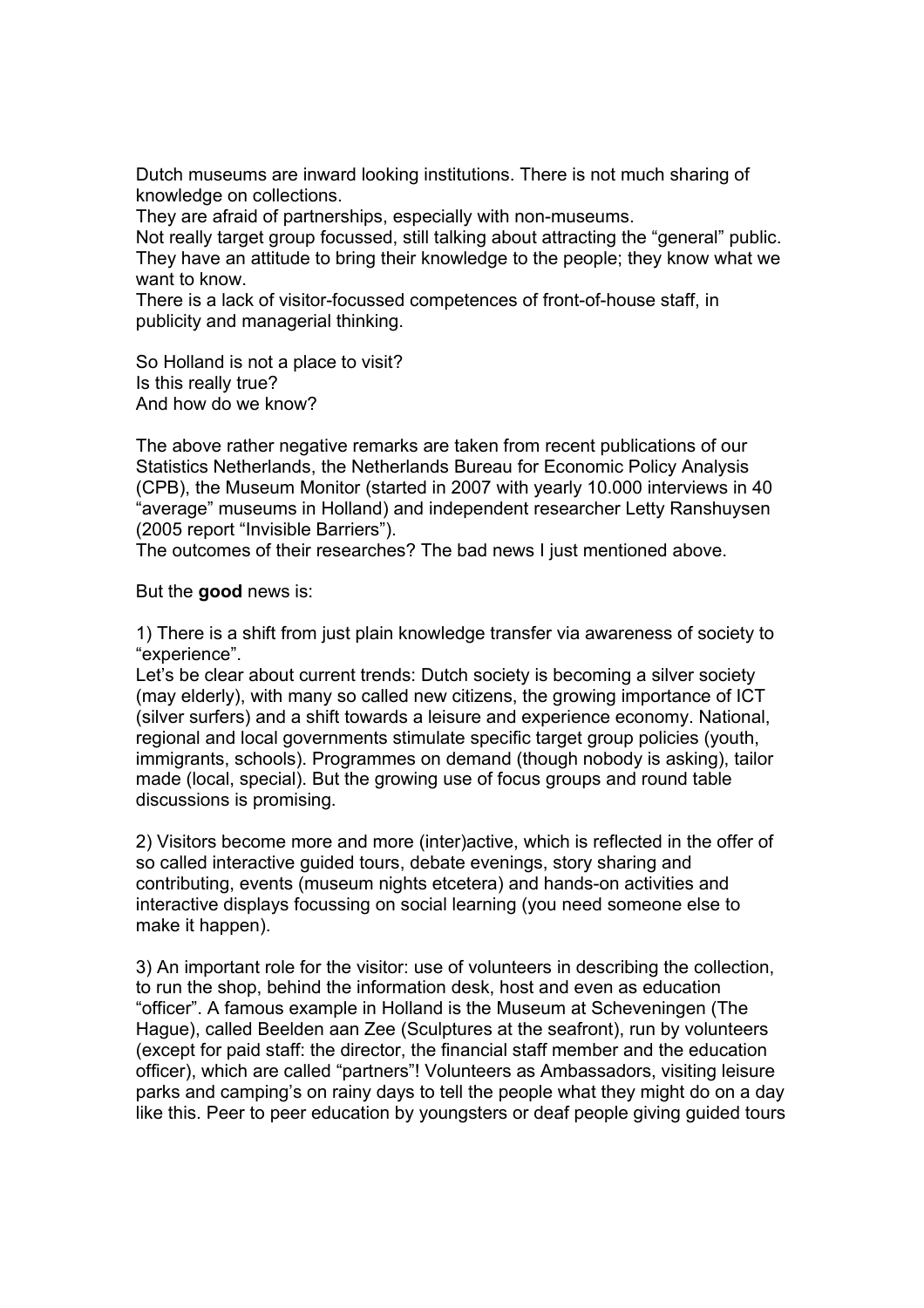Dutch museums are inward looking institutions. There is not much sharing of knowledge on collections.
They are afraid of partnerships, especially with non-museums.
Not really target group focussed, still talking about attracting the "general" public.
They have an attitude to bring their knowledge to the people; they know what we want to know.
There is a lack of visitor-focussed competences of front-of-house staff, in publicity and managerial thinking.

So Holland is not a place to visit?
Is this really true?
And how do we know?

The above rather negative remarks are taken from recent publications of our Statistics Netherlands, the Netherlands Bureau for Economic Policy Analysis (CPB), the Museum Monitor (started in 2007 with yearly 10.000 interviews in 40 "average" museums in Holland) and independent researcher Letty Ranshuysen (2005 report "Invisible Barriers").
The outcomes of their researches? The bad news I just mentioned above.

But the **good** news is:

1) There is a shift from just plain knowledge transfer via awareness of society to "experience".
Let's be clear about current trends: Dutch society is becoming a silver society (may elderly), with many so called new citizens, the growing importance of ICT (silver surfers) and a shift towards a leisure and experience economy. National, regional and local governments stimulate specific target group policies (youth, immigrants, schools). Programmes on demand (though nobody is asking), tailor made (local, special). But the growing use of focus groups and round table discussions is promising.

2) Visitors become more and more (inter)active, which is reflected in the offer of so called interactive guided tours, debate evenings, story sharing and contributing, events (museum nights etcetera) and hands-on activities and interactive displays focussing on social learning (you need someone else to make it happen).

3) An important role for the visitor: use of volunteers in describing the collection, to run the shop, behind the information desk, host and even as education "officer". A famous example in Holland is the Museum at Scheveningen (The Hague), called Beelden aan Zee (Sculptures at the seafront), run by volunteers (except for paid staff: the director, the financial staff member and the education officer), which are called "partners"! Volunteers as Ambassadors, visiting leisure parks and camping's on rainy days to tell the people what they might do on a day like this. Peer to peer education by youngsters or deaf people giving guided tours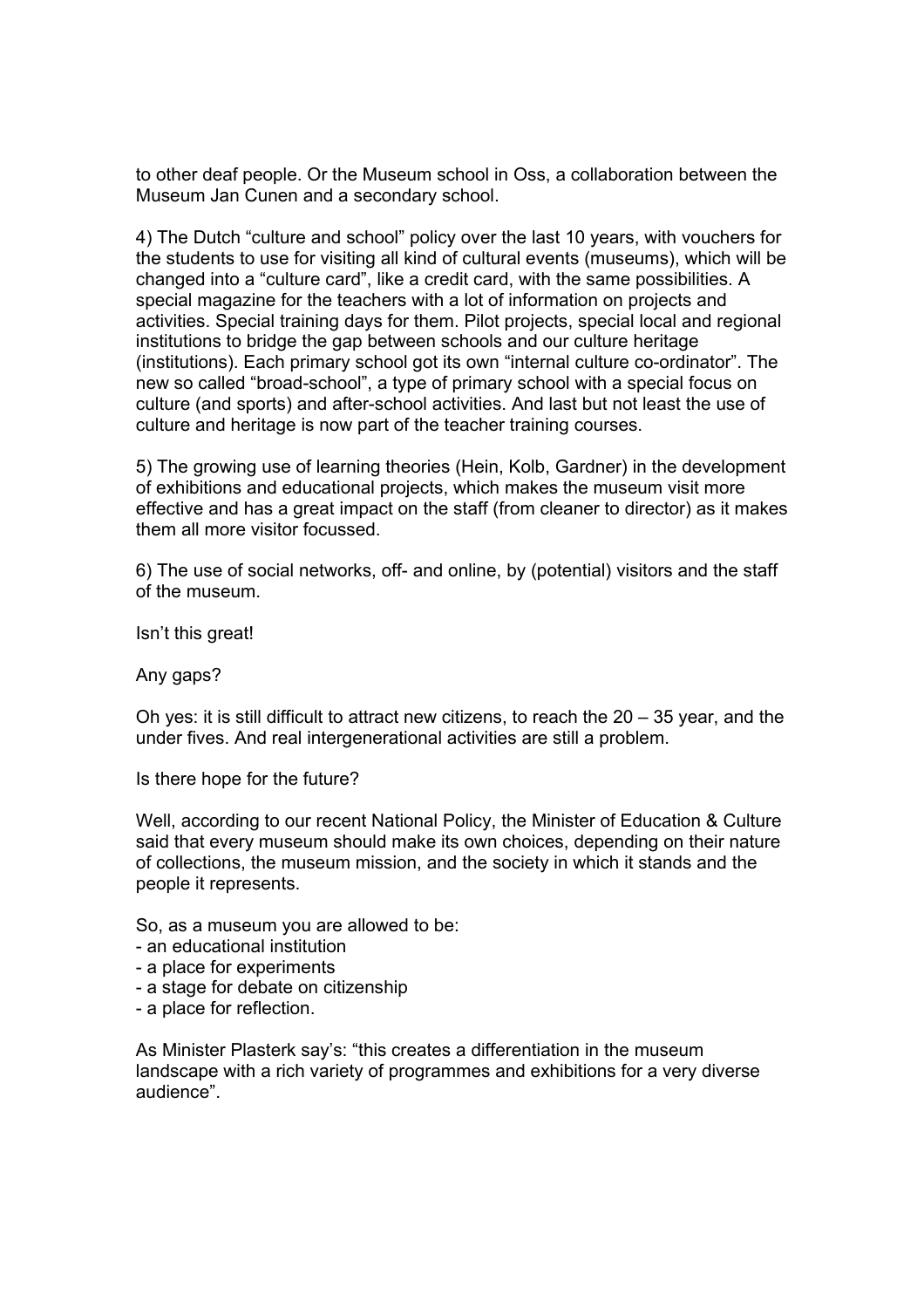to other deaf people. Or the Museum school in Oss, a collaboration between the Museum Jan Cunen and a secondary school.

4) The Dutch "culture and school" policy over the last 10 years, with vouchers for the students to use for visiting all kind of cultural events (museums), which will be changed into a "culture card", like a credit card, with the same possibilities. A special magazine for the teachers with a lot of information on projects and activities. Special training days for them. Pilot projects, special local and regional institutions to bridge the gap between schools and our culture heritage (institutions). Each primary school got its own "internal culture co-ordinator". The new so called "broad-school", a type of primary school with a special focus on culture (and sports) and after-school activities. And last but not least the use of culture and heritage is now part of the teacher training courses.

5) The growing use of learning theories (Hein, Kolb, Gardner) in the development of exhibitions and educational projects, which makes the museum visit more effective and has a great impact on the staff (from cleaner to director) as it makes them all more visitor focussed.

6) The use of social networks, off- and online, by (potential) visitors and the staff of the museum.

Isn't this great!

Any gaps?

Oh yes: it is still difficult to attract new citizens, to reach the 20 – 35 year, and the under fives. And real intergenerational activities are still a problem.

Is there hope for the future?

Well, according to our recent National Policy, the Minister of Education & Culture said that every museum should make its own choices, depending on their nature of collections, the museum mission, and the society in which it stands and the people it represents.

So, as a museum you are allowed to be:
- an educational institution
- a place for experiments
- a stage for debate on citizenship
- a place for reflection.

As Minister Plasterk say's: "this creates a differentiation in the museum landscape with a rich variety of programmes and exhibitions for a very diverse audience".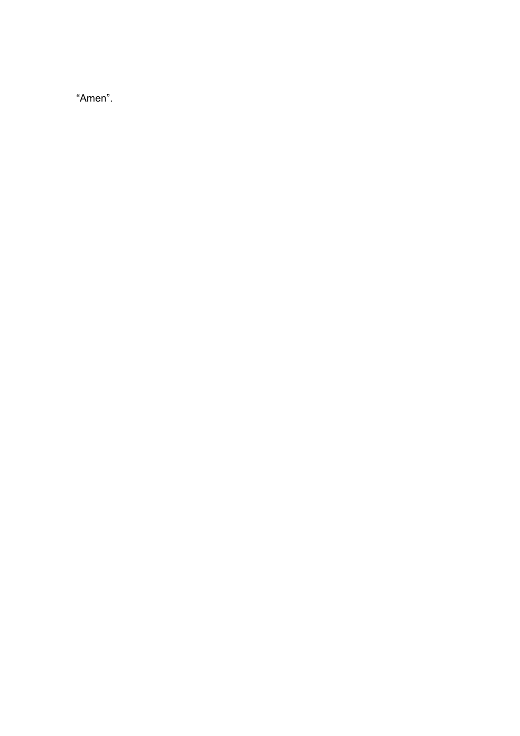“Amen”.